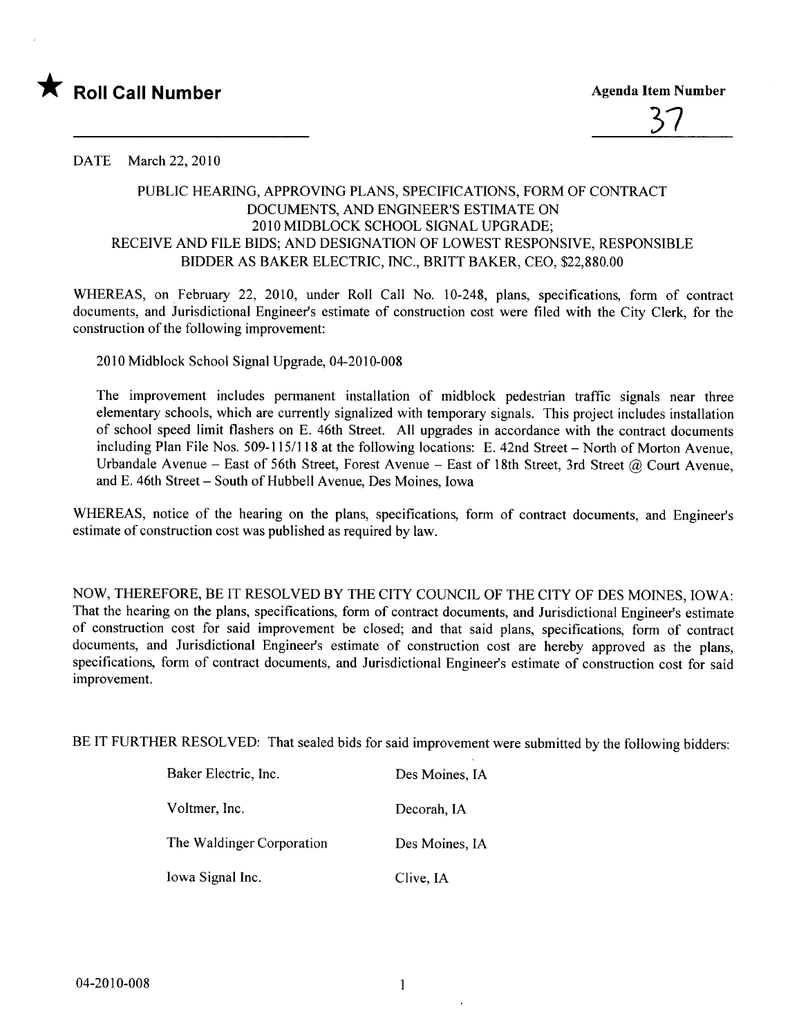★ **Roll Call Number**

**Agenda Item Number**

37

DATE March 22, 2010

PUBLIC HEARING, APPROVING PLANS, SPECIFICATIONS, FORM OF CONTRACT DOCUMENTS, AND ENGINEER'S ESTIMATE ON 2010 MIDBLOCK SCHOOL SIGNAL UPGRADE; RECEIVE AND FILE BIDS; AND DESIGNATION OF LOWEST RESPONSIVE, RESPONSIBLE BIDDER AS BAKER ELECTRIC, INC., BRITT BAKER, CEO, $22,880.00

WHEREAS, on February 22, 2010, under Roll Call No. 10-248, plans, specifications, form of contract documents, and Jurisdictional Engineer's estimate of construction cost were filed with the City Clerk, for the construction of the following improvement:

2010 Midblock School Signal Upgrade, 04-2010-008

The improvement includes permanent installation of midblock pedestrian traffic signals near three elementary schools, which are currently signalized with temporary signals. This project includes installation of school speed limit flashers on E. 46th Street. All upgrades in accordance with the contract documents including Plan File Nos. 509-115/118 at the following locations: E. 42nd Street – North of Morton Avenue, Urbandale Avenue – East of 56th Street, Forest Avenue – East of 18th Street, 3rd Street @ Court Avenue, and E. 46th Street – South of Hubbell Avenue, Des Moines, Iowa

WHEREAS, notice of the hearing on the plans, specifications, form of contract documents, and Engineer's estimate of construction cost was published as required by law.

NOW, THEREFORE, BE IT RESOLVED BY THE CITY COUNCIL OF THE CITY OF DES MOINES, IOWA: That the hearing on the plans, specifications, form of contract documents, and Jurisdictional Engineer's estimate of construction cost for said improvement be closed; and that said plans, specifications, form of contract documents, and Jurisdictional Engineer's estimate of construction cost are hereby approved as the plans, specifications, form of contract documents, and Jurisdictional Engineer's estimate of construction cost for said improvement.

BE IT FURTHER RESOLVED: That sealed bids for said improvement were submitted by the following bidders:

| | |
|---|---|
| Baker Electric, Inc. | Des Moines, IA |
| Voltmer, Inc. | Decorah, IA |
| The Waldinger Corporation | Des Moines, IA |
| Iowa Signal Inc. | Clive, IA |

04-2010-008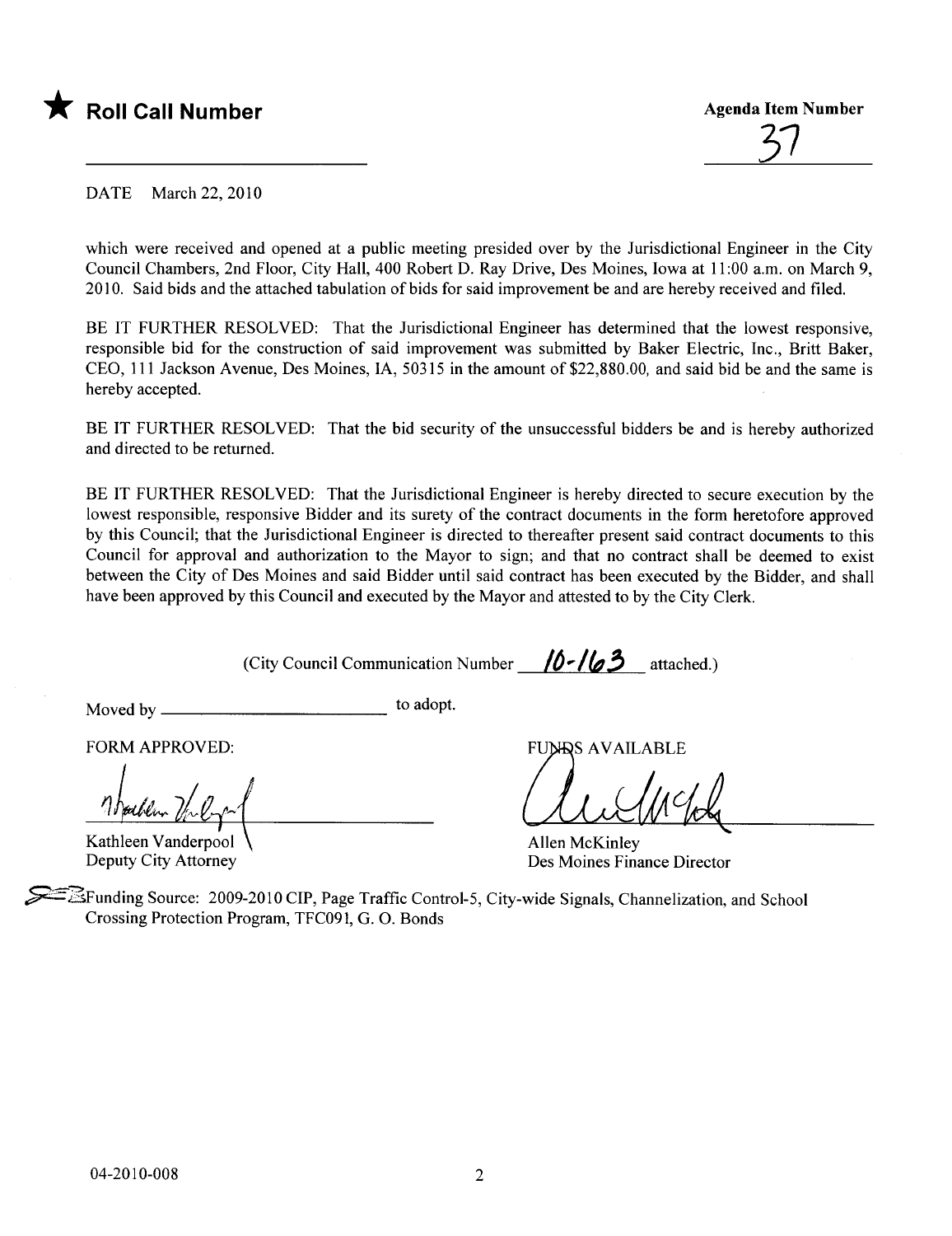★ **Roll Call Number**

______________________

**Agenda Item Number**

37

DATE March 22, 2010

which were received and opened at a public meeting presided over by the Jurisdictional Engineer in the City Council Chambers, 2nd Floor, City Hall, 400 Robert D. Ray Drive, Des Moines, Iowa at 11:00 a.m. on March 9, 2010. Said bids and the attached tabulation of bids for said improvement be and are hereby received and filed.

BE IT FURTHER RESOLVED: That the Jurisdictional Engineer has determined that the lowest responsive, responsible bid for the construction of said improvement was submitted by Baker Electric, Inc., Britt Baker, CEO, 111 Jackson Avenue, Des Moines, IA, 50315 in the amount of $22,880.00, and said bid be and the same is hereby accepted.

BE IT FURTHER RESOLVED: That the bid security of the unsuccessful bidders be and is hereby authorized and directed to be returned.

BE IT FURTHER RESOLVED: That the Jurisdictional Engineer is hereby directed to secure execution by the lowest responsible, responsive Bidder and its surety of the contract documents in the form heretofore approved by this Council; that the Jurisdictional Engineer is directed to thereafter present said contract documents to this Council for approval and authorization to the Mayor to sign; and that no contract shall be deemed to exist between the City of Des Moines and said Bidder until said contract has been executed by the Bidder, and shall have been approved by this Council and executed by the Mayor and attested to by the City Clerk.

(City Council Communication Number 10-163 attached.)

Moved by ______________________ to adopt.

FORM APPROVED:

Kathleen Vanderpool
Deputy City Attorney

FUNDS AVAILABLE

Allen McKinley
Des Moines Finance Director

Funding Source: 2009-2010 CIP, Page Traffic Control-5, City-wide Signals, Channelization, and School Crossing Protection Program, TFC091, G. O. Bonds

04-2010-008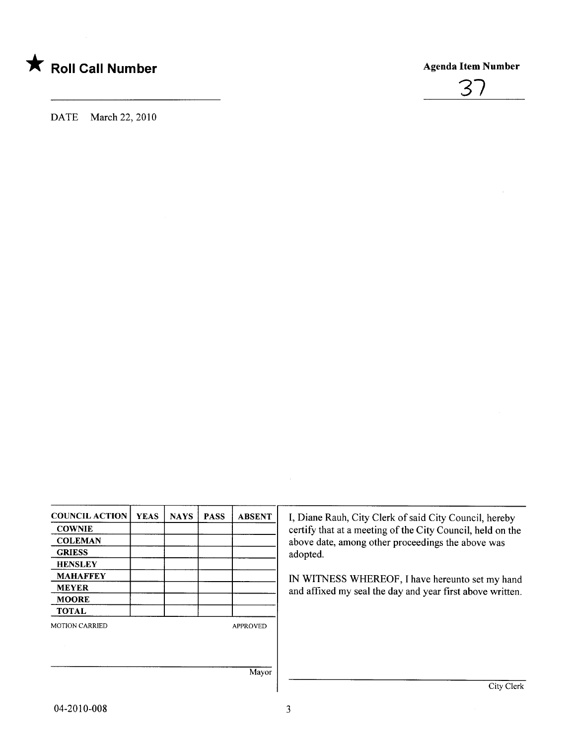★ **Roll Call Number**

**Agenda Item Number**

37

DATE March 22, 2010

| COUNCIL ACTION | YEAS | NAYS | PASS | ABSENT |
| --- | --- | --- | --- | --- |
| COWNIE | | | | |
| COLEMAN | | | | |
| GRIESS | | | | |
| HENSLEY | | | | |
| MAHAFFEY | | | | |
| MEYER | | | | |
| MOORE | | | | |
| TOTAL | | | | |

MOTION CARRIED APPROVED

Mayor

I, Diane Rauh, City Clerk of said City Council, hereby certify that at a meeting of the City Council, held on the above date, among other proceedings the above was adopted.

IN WITNESS WHEREOF, I have hereunto set my hand and affixed my seal the day and year first above written.

City Clerk

04-2010-008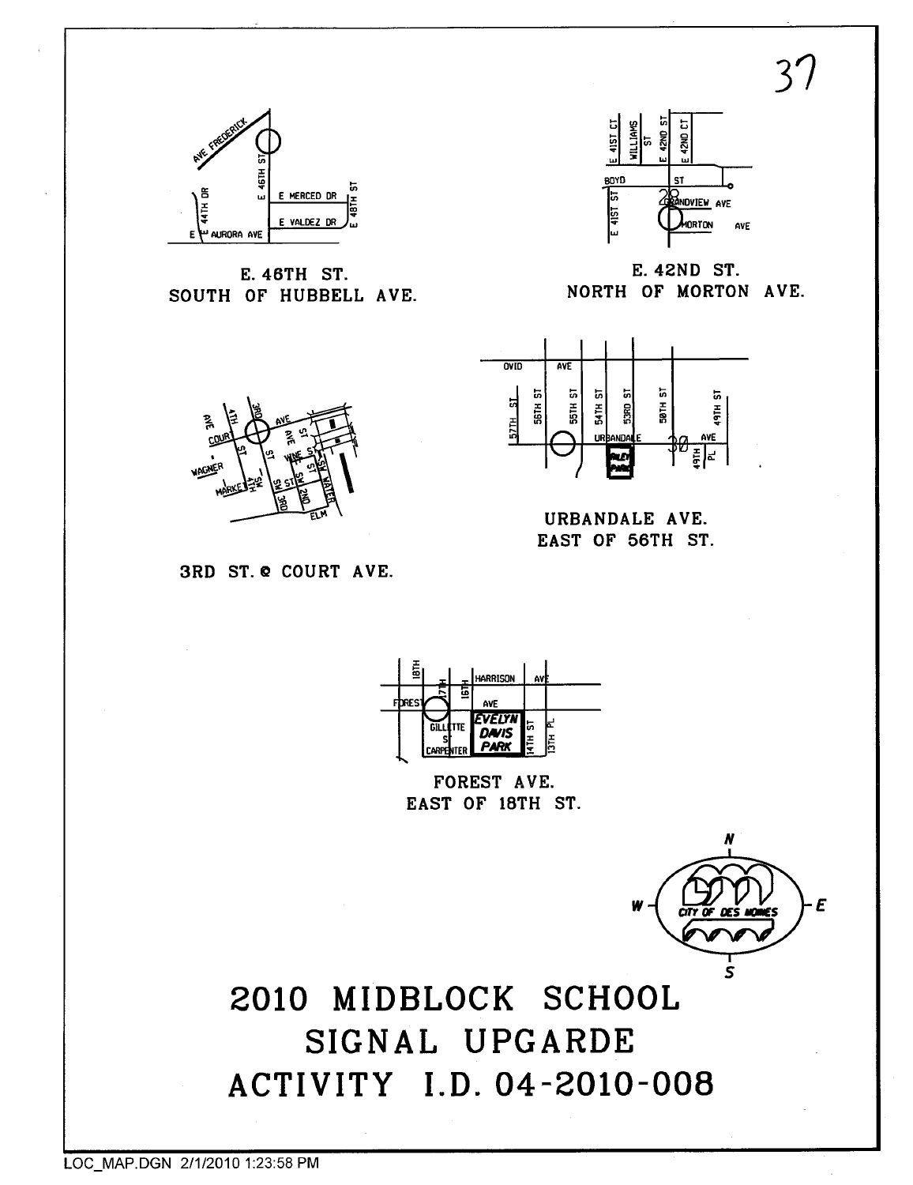E. 46TH ST.
SOUTH OF HUBBELL AVE.

E. 42ND ST.
NORTH OF MORTON AVE.

3RD ST. @ COURT AVE.

URBANDALE AVE.
EAST OF 56TH ST.

FOREST AVE.
EAST OF 18TH ST.

# 2010 MIDBLOCK SCHOOL SIGNAL UPGARDE ACTIVITY I.D. 04-2010-008

LOC_MAP.DGN 2/1/2010 1:23:58 PM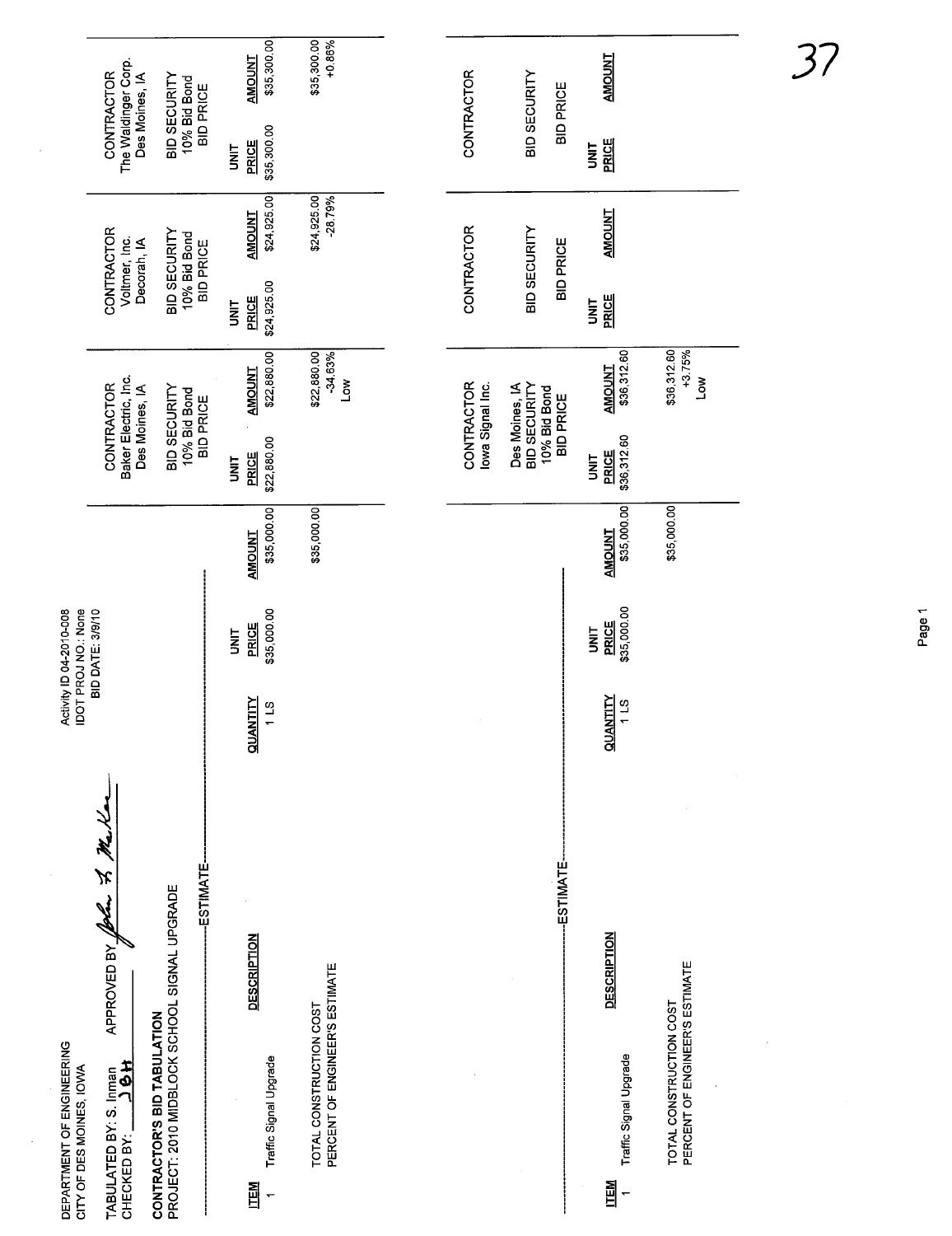DEPARTMENT OF ENGINEERING
CITY OF DES MOINES, IOWA

Activity ID 04-2010-008
IDOT PROJ NO.: None
BID DATE: 3/9/10

TABULATED BY: S. Inman APPROVED BY: John F. MacKay
CHECKED BY: JBH

**CONTRACTOR'S BID TABULATION**
PROJECT: 2010 MIDBLOCK SCHOOL SIGNAL UPGRADE

| | | | ESTIMATE | | CONTRACTOR Baker Electric, Inc. Des Moines, IA | | CONTRACTOR Voltmer, Inc. Decorah, IA | | CONTRACTOR The Waldinger Corp. Des Moines, IA | |
|---|---|---|---|---|---|---|---|---|---|---|
| | | | | | BID SECURITY 10% Bid Bond BID PRICE | | BID SECURITY 10% Bid Bond BID PRICE | | BID SECURITY 10% Bid Bond BID PRICE | |
| **ITEM** | **DESCRIPTION** | **QUANTITY** | **UNIT PRICE** | **AMOUNT** | **UNIT PRICE** | **AMOUNT** | **UNIT PRICE** | **AMOUNT** | **UNIT PRICE** | **AMOUNT** |
| 1 | Traffic Signal Upgrade | 1 LS | $35,000.00 | $35,000.00 | $22,880.00 | $22,880.00 | $24,925.00 | $24,925.00 | $35,300.00 | $35,300.00 |
| | TOTAL CONSTRUCTION COST | | | $35,000.00 | | $22,880.00 | | $24,925.00 | | $35,300.00 |
| | PERCENT OF ENGINEER'S ESTIMATE | | | | | -34.63% | | -28.79% | | +0.86% |
| | | | | | | Low | | | | |

| | | | ESTIMATE | | CONTRACTOR Iowa Signal Inc. Des Moines, IA | | CONTRACTOR | | CONTRACTOR | |
|---|---|---|---|---|---|---|---|---|---|---|
| | | | | | BID SECURITY 10% Bid Bond BID PRICE | | BID SECURITY BID PRICE | | BID SECURITY BID PRICE | |
| **ITEM** | **DESCRIPTION** | **QUANTITY** | **UNIT PRICE** | **AMOUNT** | **UNIT PRICE** | **AMOUNT** | **UNIT PRICE** | **AMOUNT** | **UNIT PRICE** | **AMOUNT** |
| 1 | Traffic Signal Upgrade | 1 LS | $35,000.00 | $35,000.00 | $36,312.60 | $36,312.60 | | | | |
| | TOTAL CONSTRUCTION COST | | | $35,000.00 | | $36,312.60 | | | | |
| | PERCENT OF ENGINEER'S ESTIMATE | | | | | +3.75% | | | | |
| | | | | | | Low | | | | |